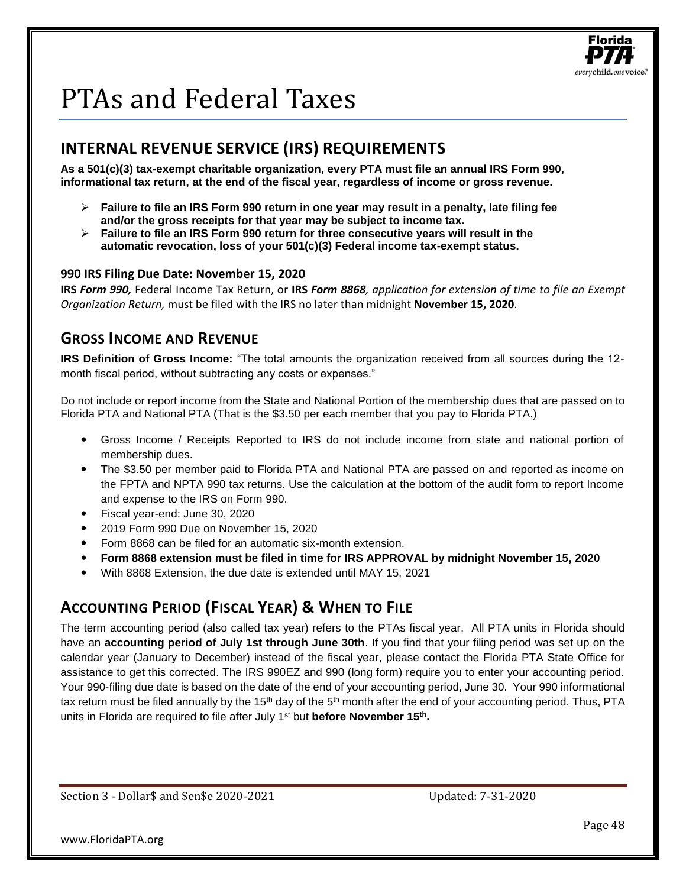# PTAs and Federal Taxes

## INTERNAL REVENUE SERVICE (IRS) REQUIREMENTS

**As a 501(c)(3) tax-exempt charitable organization, every PTA must file an annual IRS Form 990, informational tax return, at the end of the fiscal year, regardless of income or gross revenue.**

- **Failure to file an IRS Form 990 return in one year may result in a penalty, late filing fee and/or the gross receipts for that year may be subject to income tax.**
- **Failure to file an IRS Form 990 return for three consecutive years will result in the automatic revocation, loss of your 501(c)(3) Federal income tax-exempt status.**

### 990 IRS Filing Due Date: November 15, 2020

**IRS *Form 990,*** Federal Income Tax Return, or **IRS *Form 8868**, application for extension of time to file an Exempt Organization Return,* must be filed with the IRS no later than midnight **November 15, 2020**.

## GROSS INCOME AND REVENUE

**IRS Definition of Gross Income:** "The total amounts the organization received from all sources during the 12-month fiscal period, without subtracting any costs or expenses."

Do not include or report income from the State and National Portion of the membership dues that are passed on to Florida PTA and National PTA (That is the $3.50 per each member that you pay to Florida PTA.)

- Gross Income / Receipts Reported to IRS do not include income from state and national portion of membership dues.
- The $3.50 per member paid to Florida PTA and National PTA are passed on and reported as income on the FPTA and NPTA 990 tax returns. Use the calculation at the bottom of the audit form to report Income and expense to the IRS on Form 990.
- Fiscal year-end: June 30, 2020
- 2019 Form 990 Due on November 15, 2020
- Form 8868 can be filed for an automatic six-month extension.
- **Form 8868 extension must be filed in time for IRS APPROVAL by midnight November 15, 2020**
- With 8868 Extension, the due date is extended until MAY 15, 2021

## ACCOUNTING PERIOD (FISCAL YEAR) & WHEN TO FILE

The term accounting period (also called tax year) refers to the PTAs fiscal year. All PTA units in Florida should have an **accounting period of July 1st through June 30th**. If you find that your filing period was set up on the calendar year (January to December) instead of the fiscal year, please contact the Florida PTA State Office for assistance to get this corrected. The IRS 990EZ and 990 (long form) require you to enter your accounting period. Your 990-filing due date is based on the date of the end of your accounting period, June 30. Your 990 informational tax return must be filed annually by the 15th day of the 5th month after the end of your accounting period. Thus, PTA units in Florida are required to file after July 1st but **before November 15th.**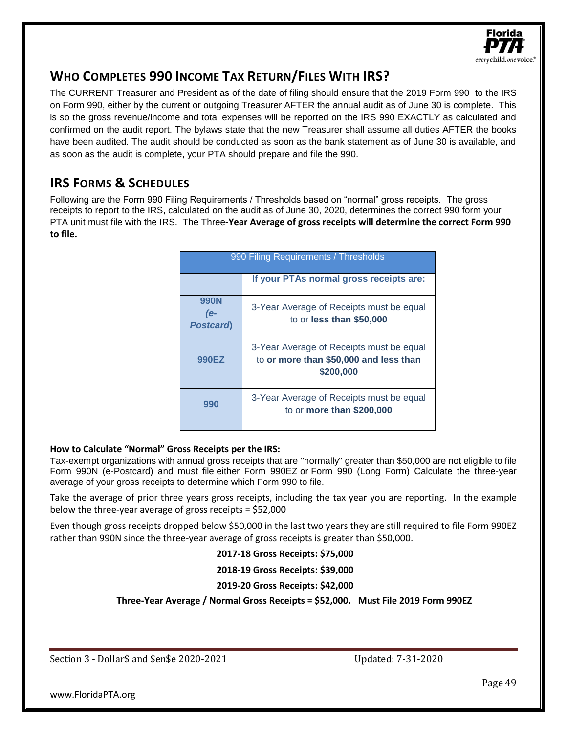## WHO COMPLETES 990 INCOME TAX RETURN/FILES WITH IRS?

The CURRENT Treasurer and President as of the date of filing should ensure that the 2019 Form 990 to the IRS on Form 990, either by the current or outgoing Treasurer AFTER the annual audit as of June 30 is complete. This is so the gross revenue/income and total expenses will be reported on the IRS 990 EXACTLY as calculated and confirmed on the audit report. The bylaws state that the new Treasurer shall assume all duties AFTER the books have been audited. The audit should be conducted as soon as the bank statement as of June 30 is available, and as soon as the audit is complete, your PTA should prepare and file the 990.

## IRS FORMS & SCHEDULES

Following are the Form 990 Filing Requirements / Thresholds based on "normal" gross receipts. The gross receipts to report to the IRS, calculated on the audit as of June 30, 2020, determines the correct 990 form your PTA unit must file with the IRS. The Three**-Year Average of gross receipts will determine the correct Form 990 to file.**

| 990 Filing Requirements / Thresholds | |
|---|---|
| | **If your PTAs normal gross receipts are:** |
| **990N *(e-Postcard)*** | 3-Year Average of Receipts must be equal to or **less than $50,000** |
| **990EZ** | 3-Year Average of Receipts must be equal to **or more than $50,000 and less than $200,000** |
| **990** | 3-Year Average of Receipts must be equal to or **more than $200,000** |

**How to Calculate "Normal" Gross Receipts per the IRS:**

Tax-exempt organizations with annual gross receipts that are "normally" greater than $50,000 are not eligible to file Form 990N (e-Postcard) and must file either Form 990EZ or Form 990 (Long Form) Calculate the three-year average of your gross receipts to determine which Form 990 to file.

Take the average of prior three years gross receipts, including the tax year you are reporting. In the example below the three-year average of gross receipts = $52,000

Even though gross receipts dropped below $50,000 in the last two years they are still required to file Form 990EZ rather than 990N since the three-year average of gross receipts is greater than $50,000.

**2017-18 Gross Receipts: $75,000**

**2018-19 Gross Receipts: $39,000**

**2019-20 Gross Receipts: $42,000**

**Three-Year Average / Normal Gross Receipts = $52,000. Must File 2019 Form 990EZ**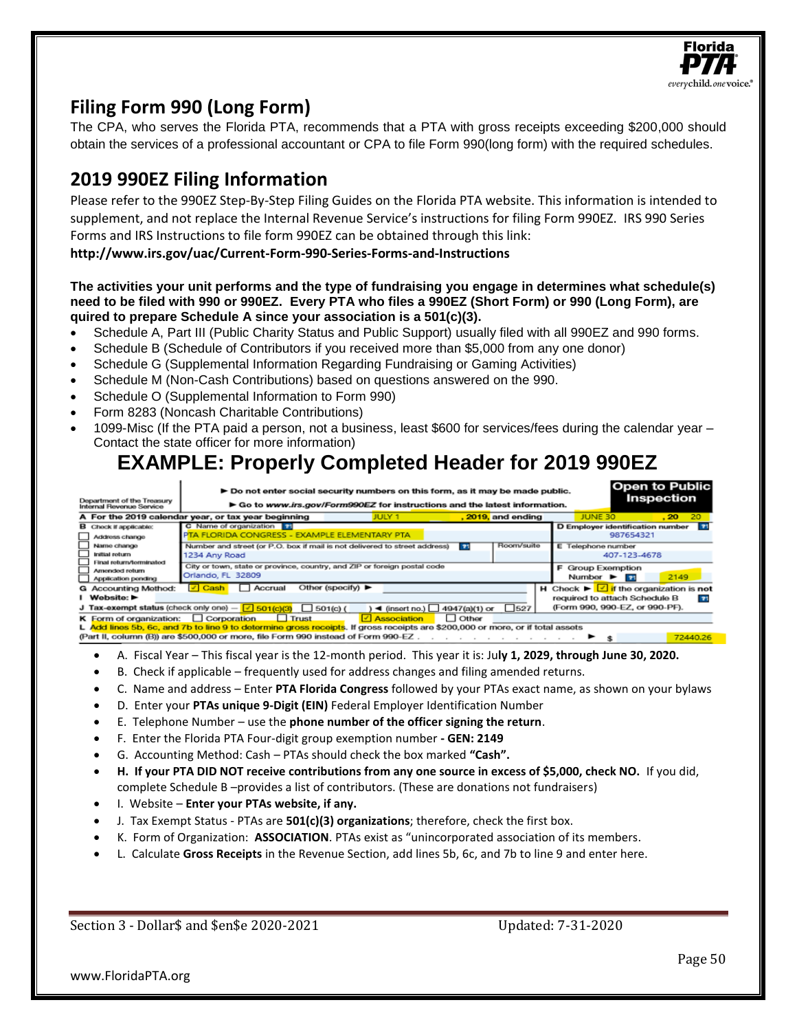## Filing Form 990 (Long Form)

The CPA, who serves the Florida PTA, recommends that a PTA with gross receipts exceeding $200,000 should obtain the services of a professional accountant or CPA to file Form 990(long form) with the required schedules.

## 2019 990EZ Filing Information

Please refer to the 990EZ Step-By-Step Filing Guides on the Florida PTA website. This information is intended to supplement, and not replace the Internal Revenue Service's instructions for filing Form 990EZ. IRS 990 Series Forms and IRS Instructions to file form 990EZ can be obtained through this link:

**http://www.irs.gov/uac/Current-Form-990-Series-Forms-and-Instructions**

**The activities your unit performs and the type of fundraising you engage in determines what schedule(s) need to be filed with 990 or 990EZ. Every PTA who files a 990EZ (Short Form) or 990 (Long Form), are quired to prepare Schedule A since your association is a 501(c)(3).**

- Schedule A, Part III (Public Charity Status and Public Support) usually filed with all 990EZ and 990 forms.
- Schedule B (Schedule of Contributors if you received more than $5,000 from any one donor)
- Schedule G (Supplemental Information Regarding Fundraising or Gaming Activities)
- Schedule M (Non-Cash Contributions) based on questions answered on the 990.
- Schedule O (Supplemental Information to Form 990)
- Form 8283 (Noncash Charitable Contributions)
- 1099-Misc (If the PTA paid a person, not a business, least $600 for services/fees during the calendar year – Contact the state officer for more information)

# EXAMPLE: Properly Completed Header for 2019 990EZ

Department of the Treasury Internal Revenue Service
► Do not enter social security numbers on this form, as it may be made public.
► Go to *www.irs.gov/Form990EZ* for instructions and the latest information.
**Open to Public Inspection**

**A** For the 2019 calendar year, or tax year beginning JULY 1, 2019, and ending JUNE 30, 20 20

| B Check if applicable: | C Name of organization | | D Employer identification number |
|---|---|---|---|
| ☐ Address change | PTA FLORIDA CONGRESS - EXAMPLE ELEMENTARY PTA | | 987654321 |
| ☐ Name change / ☐ Initial return | Number and street (or P.O. box if mail is not delivered to street address) | Room/suite | E Telephone number |
| ☐ Final return/terminated | 1234 Any Road | | 407-123-4678 |
| ☐ Amended return / ☐ Application pending | City or town, state or province, country, and ZIP or foreign postal code: Orlando, FL 32809 | | F Group Exemption Number ► 2149 |

**G** Accounting Method: ☑ Cash ☐ Accrual Other (specify) ►
**I** Website: ►
**H** Check ► ☑ if the organization is **not** required to attach Schedule B (Form 990, 990-EZ, or 990-PF).
**J** Tax-exempt status (check only one) — ☑ 501(c)(3) ☐ 501(c) ( ) ◄ (insert no.) ☐ 4947(a)(1) or ☐ 527
**K** Form of organization: ☐ Corporation ☐ Trust ☑ Association ☐ Other
**L** Add lines 5b, 6c, and 7b to line 9 to determine gross receipts. If gross receipts are $200,000 or more, or if total assets (Part II, column (B)) are $500,000 or more, file Form 990 instead of Form 990-EZ . . . ► $ 72440.26

- A. Fiscal Year – This fiscal year is the 12-month period. This year it is: Ju**ly 1, 2029, through June 30, 2020.**
- B. Check if applicable – frequently used for address changes and filing amended returns.
- C. Name and address – Enter **PTA Florida Congress** followed by your PTAs exact name, as shown on your bylaws
- D. Enter your **PTAs unique 9-Digit (EIN)** Federal Employer Identification Number
- E. Telephone Number – use the **phone number of the officer signing the return**.
- F. Enter the Florida PTA Four-digit group exemption number **- GEN: 2149**
- G. Accounting Method: Cash – PTAs should check the box marked **"Cash".**
- **H. If your PTA DID NOT receive contributions from any one source in excess of $5,000, check NO.** If you did, complete Schedule B –provides a list of contributors. (These are donations not fundraisers)
- I. Website – **Enter your PTAs website, if any.**
- J. Tax Exempt Status - PTAs are **501(c)(3) organizations**; therefore, check the first box.
- K. Form of Organization: **ASSOCIATION**. PTAs exist as "unincorporated association of its members.
- L. Calculate **Gross Receipts** in the Revenue Section, add lines 5b, 6c, and 7b to line 9 and enter here.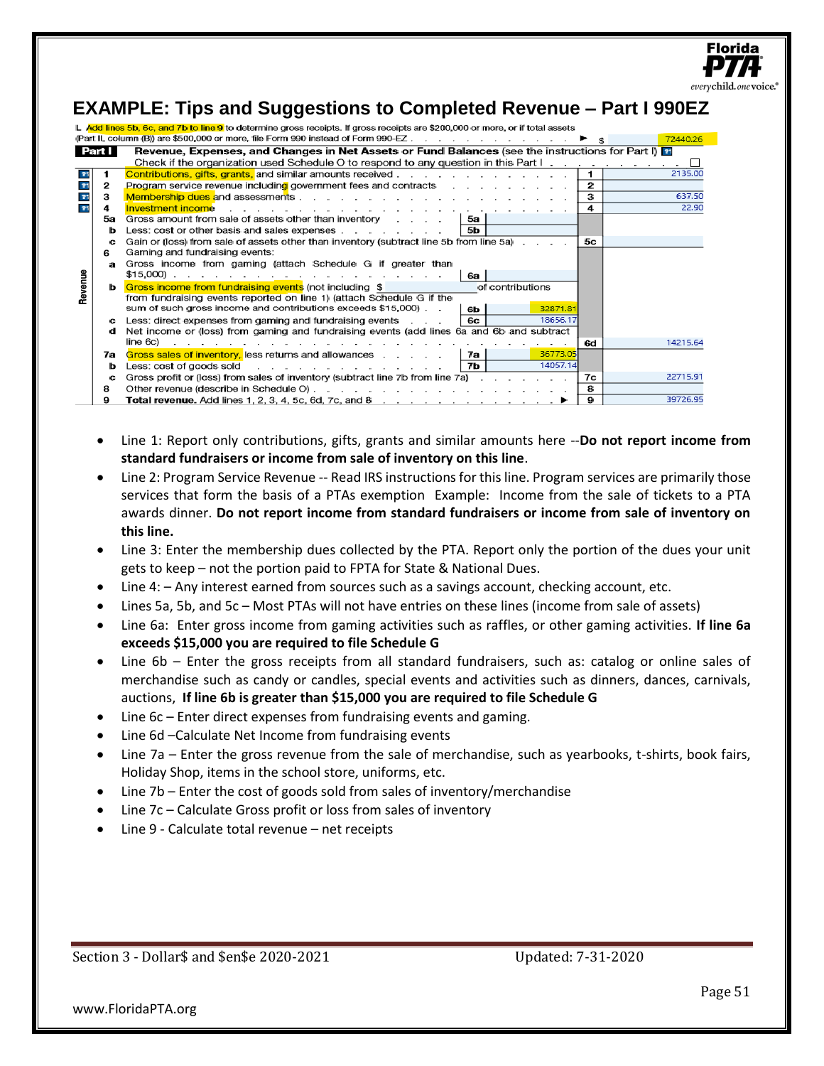# EXAMPLE: Tips and Suggestions to Completed Revenue – Part I 990EZ

L Add lines 5b, 6c, and 7b to line 9 to determine gross receipts. If gross receipts are $200,000 or more, or if total assets (Part II, column (B)) are $500,000 or more, file Form 990 instead of Form 990-EZ . . . . . . ▶ $ 72440.26

**Part I** **Revenue, Expenses, and Changes in Net Assets or Fund Balances** (see the instructions for Part I)

Check if the organization used Schedule O to respond to any question in this Part I . . . . . ☐

| Line | Description | Sub-line | Sub-amount | Line | Amount |
|---|---|---|---|---|---|
| 1 | Contributions, gifts, grants, and similar amounts received | | | 1 | 2135.00 |
| 2 | Program service revenue including government fees and contracts | | | 2 | |
| 3 | Membership dues and assessments | | | 3 | 637.50 |
| 4 | Investment income | | | 4 | 22.90 |
| 5a | Gross amount from sale of assets other than inventory | 5a | | | |
| b | Less: cost or other basis and sales expenses | 5b | | | |
| c | Gain or (loss) from sale of assets other than inventory (subtract line 5b from line 5a) | | | 5c | |
| 6 | Gaming and fundraising events: | | | | |
| a | Gross income from gaming (attach Schedule G if greater than $15,000) | 6a | | | |
| b | Gross income from fundraising events (not including $ ____ of contributions from fundraising events reported on line 1) (attach Schedule G if the sum of such gross income and contributions exceeds $15,000) | 6b | 32871.81 | | |
| c | Less: direct expenses from gaming and fundraising events | 6c | 18656.17 | | |
| d | Net income or (loss) from gaming and fundraising events (add lines 6a and 6b and subtract line 6c) | | | 6d | 14215.64 |
| 7a | Gross sales of inventory, less returns and allowances | 7a | 36773.05 | | |
| b | Less: cost of goods sold | 7b | 14057.14 | | |
| c | Gross profit or (loss) from sales of inventory (subtract line 7b from line 7a) | | | 7c | 22715.91 |
| 8 | Other revenue (describe in Schedule O) | | | 8 | |
| 9 | **Total revenue.** Add lines 1, 2, 3, 4, 5c, 6d, 7c, and 8 | | | 9 | 39726.95 |

- Line 1: Report only contributions, gifts, grants and similar amounts here --**Do not report income from standard fundraisers or income from sale of inventory on this line**.
- Line 2: Program Service Revenue -- Read IRS instructions for this line. Program services are primarily those services that form the basis of a PTAs exemption Example: Income from the sale of tickets to a PTA awards dinner. **Do not report income from standard fundraisers or income from sale of inventory on this line.**
- Line 3: Enter the membership dues collected by the PTA. Report only the portion of the dues your unit gets to keep – not the portion paid to FPTA for State & National Dues.
- Line 4: – Any interest earned from sources such as a savings account, checking account, etc.
- Lines 5a, 5b, and 5c – Most PTAs will not have entries on these lines (income from sale of assets)
- Line 6a: Enter gross income from gaming activities such as raffles, or other gaming activities. **If line 6a exceeds $15,000 you are required to file Schedule G**
- Line 6b – Enter the gross receipts from all standard fundraisers, such as: catalog or online sales of merchandise such as candy or candles, special events and activities such as dinners, dances, carnivals, auctions, **If line 6b is greater than $15,000 you are required to file Schedule G**
- Line 6c – Enter direct expenses from fundraising events and gaming.
- Line 6d –Calculate Net Income from fundraising events
- Line 7a – Enter the gross revenue from the sale of merchandise, such as yearbooks, t-shirts, book fairs, Holiday Shop, items in the school store, uniforms, etc.
- Line 7b – Enter the cost of goods sold from sales of inventory/merchandise
- Line 7c – Calculate Gross profit or loss from sales of inventory
- Line 9 - Calculate total revenue – net receipts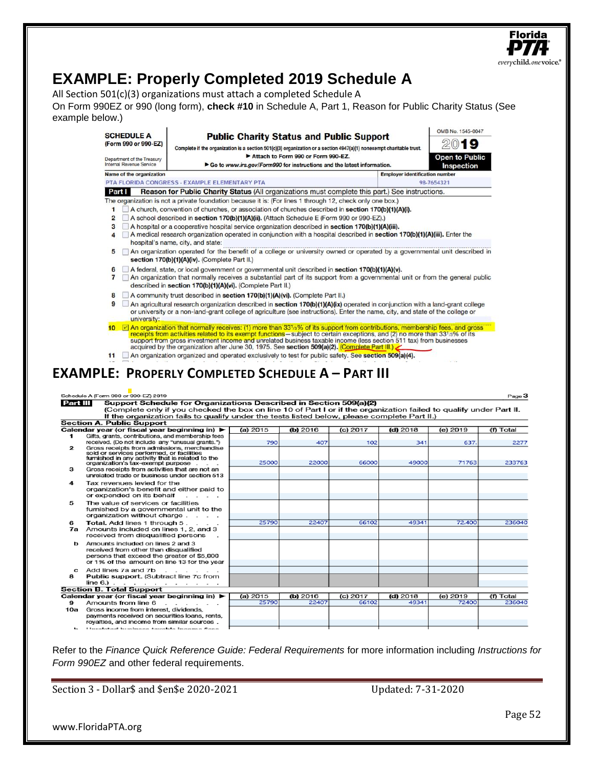# EXAMPLE: Properly Completed 2019 Schedule A

All Section 501(c)(3) organizations must attach a completed Schedule A

On Form 990EZ or 990 (long form), **check #10** in Schedule A, Part 1, Reason for Public Charity Status (See example below.)

**SCHEDULE A** (Form 990 or 990-EZ)

Department of the Treasury Internal Revenue Service

**Public Charity Status and Public Support**

Complete if the organization is a section 501(c)(3) organization or a section 4947(a)(1) nonexempt charitable trust.

▶ Attach to Form 990 or Form 990-EZ.

▶ Go to www.irs.gov/Form990 for instructions and the latest information.

OMB No. 1545-0047

2019

Open to Public Inspection

Name of the organization: PTA FLORIDA CONGRESS - EXAMPLE ELEMENTARY PTA

Employer identification number: 98-7654321

**Part I — Reason for Public Charity Status** (All organizations must complete this part.) See instructions.

The organization is not a private foundation because it is: (For lines 1 through 12, check only one box.)

1. ☐ A church, convention of churches, or association of churches described in **section 170(b)(1)(A)(i).**
2. ☐ A school described in **section 170(b)(1)(A)(ii).** (Attach Schedule E (Form 990 or 990-EZ).)
3. ☐ A hospital or a cooperative hospital service organization described in **section 170(b)(1)(A)(iii).**
4. ☐ A medical research organization operated in conjunction with a hospital described in **section 170(b)(1)(A)(iii).** Enter the hospital's name, city, and state:
5. ☐ An organization operated for the benefit of a college or university owned or operated by a governmental unit described in **section 170(b)(1)(A)(iv).** (Complete Part II.)
6. ☐ A federal, state, or local government or governmental unit described in **section 170(b)(1)(A)(v).**
7. ☐ An organization that normally receives a substantial part of its support from a governmental unit or from the general public described in **section 170(b)(1)(A)(vi).** (Complete Part II.)
8. ☐ A community trust described in **section 170(b)(1)(A)(vi).** (Complete Part II.)
9. ☐ An agricultural research organization described in **section 170(b)(1)(A)(ix)** operated in conjunction with a land-grant college or university or a non-land-grant college of agriculture (see instructions). Enter the name, city, and state of the college or university:
10. ☑ An organization that normally receives: (1) more than 33 1/3% of its support from contributions, membership fees, and gross receipts from activities related to its exempt functions—subject to certain exceptions, and (2) no more than 33 1/3% of its support from gross investment income and unrelated business taxable income (less section 511 tax) from businesses acquired by the organization after June 30, 1975. See **section 509(a)(2).** (Complete Part III.)
11. ☐ An organization organized and operated exclusively to test for public safety. See **section 509(a)(4).**

## EXAMPLE: PROPERLY COMPLETED SCHEDULE A – PART III

Schedule A (Form 990 or 990-EZ) 2019 — Page 3

**Part III — Support Schedule for Organizations Described in Section 509(a)(2)**
(Complete only if you checked the box on line 10 of Part I or if the organization failed to qualify under Part II. If the organization fails to qualify under the tests listed below, please complete Part II.)

**Section A. Public Support**

| Calendar year (or fiscal year beginning in) ▶ | (a) 2015 | (b) 2016 | (c) 2017 | (d) 2018 | (e) 2019 | (f) Total |
|---|---|---|---|---|---|---|
| 1 Gifts, grants, contributions, and membership fees received. (Do not include any "unusual grants.") | 790 | 407 | 102 | 341 | 637. | 2277 |
| 2 Gross receipts from admissions, merchandise sold or services performed, or facilities furnished in any activity that is related to the organization's tax-exempt purpose | 25000 | 22000 | 66000 | 49000 | 71763 | 233763 |
| 3 Gross receipts from activities that are not an unrelated trade or business under section 513 | | | | | | |
| 4 Tax revenues levied for the organization's benefit and either paid to or expended on its behalf | | | | | | |
| 5 The value of services or facilities furnished by a governmental unit to the organization without charge | | | | | | |
| 6 **Total.** Add lines 1 through 5 | 25790 | 22407 | 66102 | 49341 | 72,400 | 236040 |
| 7a Amounts included on lines 1, 2, and 3 received from disqualified persons | | | | | | |
| b Amounts included on lines 2 and 3 received from other than disqualified persons that exceed the greater of $5,000 or 1% of the amount on line 13 for the year | | | | | | |
| c Add lines 7a and 7b | | | | | | |
| 8 **Public support.** (Subtract line 7c from line 6.) | | | | | | |

**Section B. Total Support**

| Calendar year (or fiscal year beginning in) ▶ | (a) 2015 | (b) 2016 | (c) 2017 | (d) 2018 | (e) 2019 | (f) Total |
|---|---|---|---|---|---|---|
| 9 Amounts from line 6 | 25790 | 22407 | 66102 | 49341 | 72400 | 236040 |
| 10a Gross income from interest, dividends, payments received on securities loans, rents, royalties, and income from similar sources | | | | | | |

Refer to the *Finance Quick Reference Guide: Federal Requirements* for more information including *Instructions for Form 990EZ* and other federal requirements.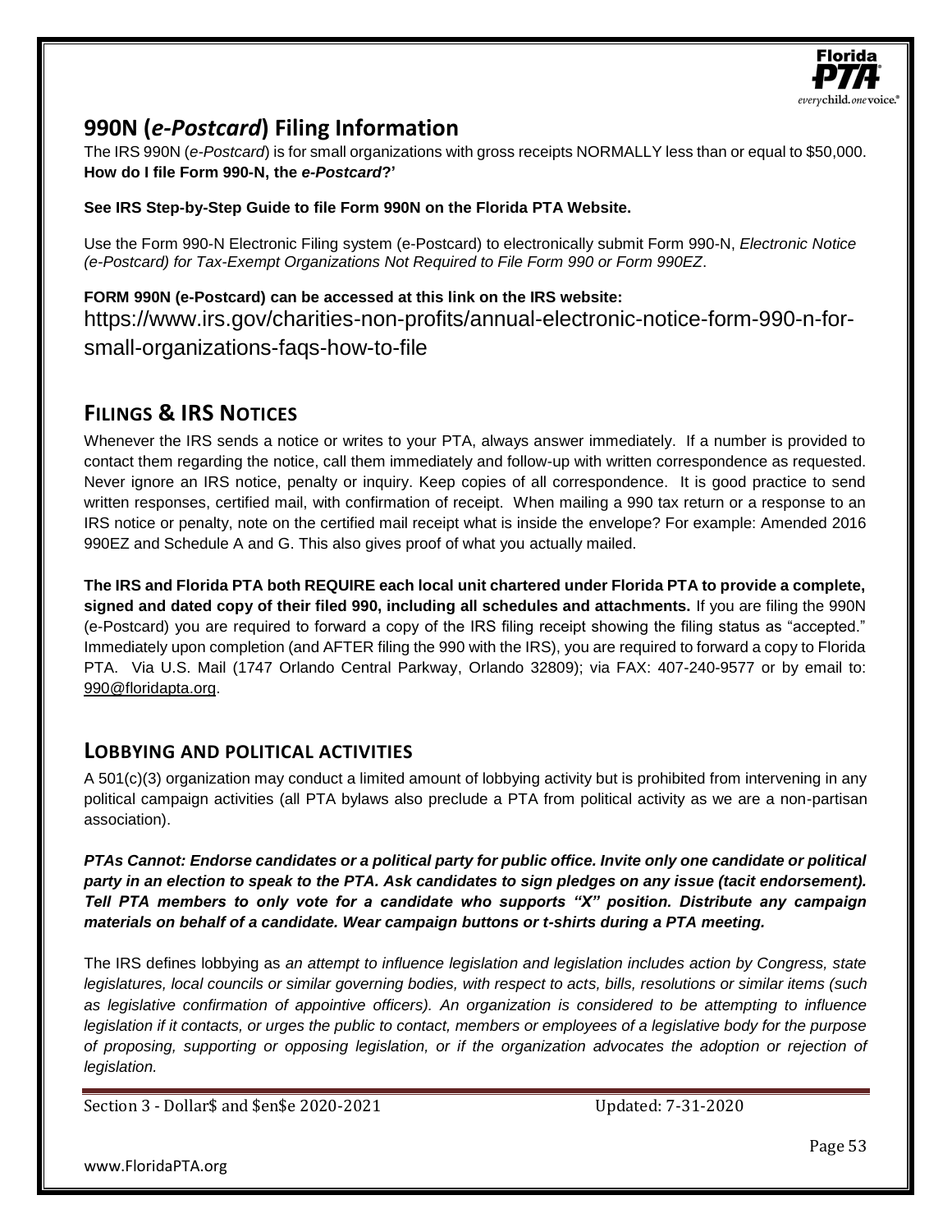## 990N (*e-Postcard*) Filing Information

The IRS 990N (*e-Postcard*) is for small organizations with gross receipts NORMALLY less than or equal to $50,000.
**How do I file Form 990-N, the *e-Postcard*?'**

**See IRS Step-by-Step Guide to file Form 990N on the Florida PTA Website.**

Use the Form 990-N Electronic Filing system (e-Postcard) to electronically submit Form 990-N, *Electronic Notice (e-Postcard) for Tax-Exempt Organizations Not Required to File Form 990 or Form 990EZ*.

**FORM 990N (e-Postcard) can be accessed at this link on the IRS website:**
https://www.irs.gov/charities-non-profits/annual-electronic-notice-form-990-n-for-small-organizations-faqs-how-to-file

## FILINGS & IRS NOTICES

Whenever the IRS sends a notice or writes to your PTA, always answer immediately. If a number is provided to contact them regarding the notice, call them immediately and follow-up with written correspondence as requested. Never ignore an IRS notice, penalty or inquiry. Keep copies of all correspondence. It is good practice to send written responses, certified mail, with confirmation of receipt. When mailing a 990 tax return or a response to an IRS notice or penalty, note on the certified mail receipt what is inside the envelope? For example: Amended 2016 990EZ and Schedule A and G. This also gives proof of what you actually mailed.

**The IRS and Florida PTA both REQUIRE each local unit chartered under Florida PTA to provide a complete, signed and dated copy of their filed 990, including all schedules and attachments.** If you are filing the 990N (e-Postcard) you are required to forward a copy of the IRS filing receipt showing the filing status as "accepted." Immediately upon completion (and AFTER filing the 990 with the IRS), you are required to forward a copy to Florida PTA. Via U.S. Mail (1747 Orlando Central Parkway, Orlando 32809); via FAX: 407-240-9577 or by email to: 990@floridapta.org.

## LOBBYING AND POLITICAL ACTIVITIES

A 501(c)(3) organization may conduct a limited amount of lobbying activity but is prohibited from intervening in any political campaign activities (all PTA bylaws also preclude a PTA from political activity as we are a non-partisan association).

***PTAs Cannot: Endorse candidates or a political party for public office. Invite only one candidate or political party in an election to speak to the PTA. Ask candidates to sign pledges on any issue (tacit endorsement). Tell PTA members to only vote for a candidate who supports "X" position. Distribute any campaign materials on behalf of a candidate. Wear campaign buttons or t-shirts during a PTA meeting.***

The IRS defines lobbying as *an attempt to influence legislation and legislation includes action by Congress, state legislatures, local councils or similar governing bodies, with respect to acts, bills, resolutions or similar items (such as legislative confirmation of appointive officers). An organization is considered to be attempting to influence legislation if it contacts, or urges the public to contact, members or employees of a legislative body for the purpose of proposing, supporting or opposing legislation, or if the organization advocates the adoption or rejection of legislation.*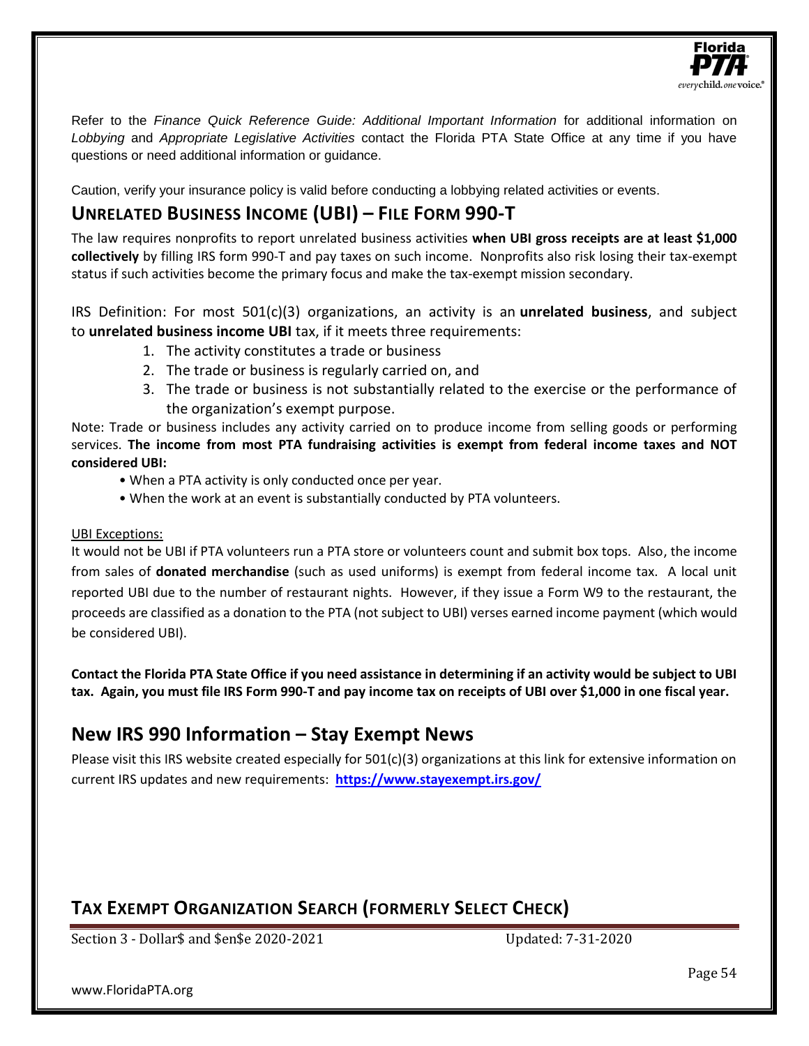Refer to the *Finance Quick Reference Guide: Additional Important Information* for additional information on *Lobbying* and *Appropriate Legislative Activities* contact the Florida PTA State Office at any time if you have questions or need additional information or guidance.

Caution, verify your insurance policy is valid before conducting a lobbying related activities or events.

## Unrelated Business Income (UBI) – File Form 990-T

The law requires nonprofits to report unrelated business activities **when UBI gross receipts are at least $1,000 collectively** by filling IRS form 990-T and pay taxes on such income. Nonprofits also risk losing their tax-exempt status if such activities become the primary focus and make the tax-exempt mission secondary.

IRS Definition: For most 501(c)(3) organizations, an activity is an **unrelated business**, and subject to **unrelated business income UBI** tax, if it meets three requirements:

1. The activity constitutes a trade or business
2. The trade or business is regularly carried on, and
3. The trade or business is not substantially related to the exercise or the performance of the organization's exempt purpose.

Note: Trade or business includes any activity carried on to produce income from selling goods or performing services. **The income from most PTA fundraising activities is exempt from federal income taxes and NOT considered UBI:**

- When a PTA activity is only conducted once per year.
- When the work at an event is substantially conducted by PTA volunteers.

UBI Exceptions:

It would not be UBI if PTA volunteers run a PTA store or volunteers count and submit box tops. Also, the income from sales of **donated merchandise** (such as used uniforms) is exempt from federal income tax. A local unit reported UBI due to the number of restaurant nights. However, if they issue a Form W9 to the restaurant, the proceeds are classified as a donation to the PTA (not subject to UBI) verses earned income payment (which would be considered UBI).

**Contact the Florida PTA State Office if you need assistance in determining if an activity would be subject to UBI tax. Again, you must file IRS Form 990-T and pay income tax on receipts of UBI over $1,000 in one fiscal year.**

## New IRS 990 Information – Stay Exempt News

Please visit this IRS website created especially for 501(c)(3) organizations at this link for extensive information on current IRS updates and new requirements: **https://www.stayexempt.irs.gov/**

## Tax Exempt Organization Search (formerly Select Check)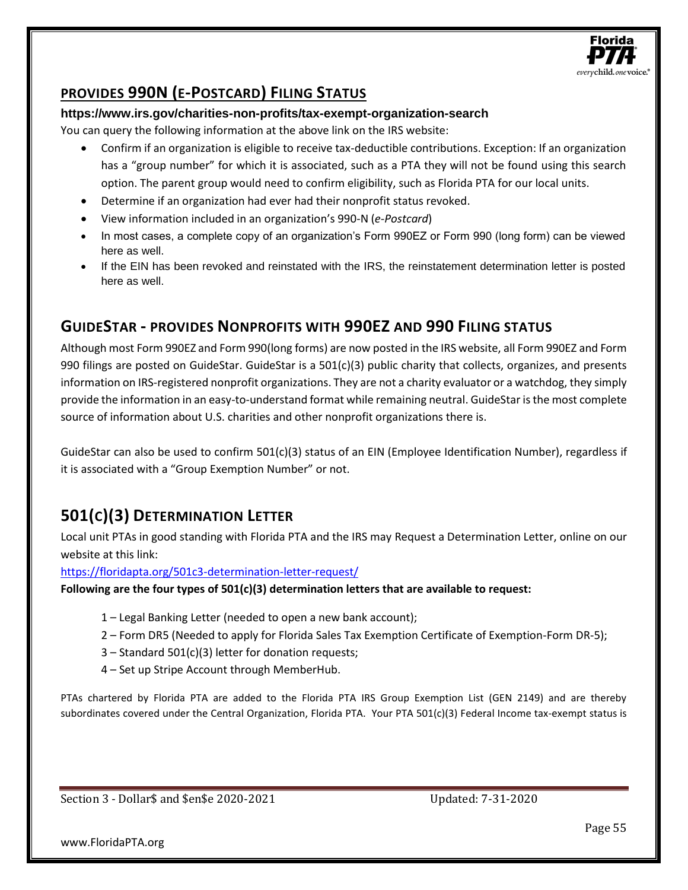## PROVIDES 990N (E-POSTCARD) FILING STATUS

**https://www.irs.gov/charities-non-profits/tax-exempt-organization-search**

You can query the following information at the above link on the IRS website:

- Confirm if an organization is eligible to receive tax-deductible contributions. Exception: If an organization has a "group number" for which it is associated, such as a PTA they will not be found using this search option. The parent group would need to confirm eligibility, such as Florida PTA for our local units.
- Determine if an organization had ever had their nonprofit status revoked.
- View information included in an organization's 990-N (*e-Postcard*)
- In most cases, a complete copy of an organization's Form 990EZ or Form 990 (long form) can be viewed here as well.
- If the EIN has been revoked and reinstated with the IRS, the reinstatement determination letter is posted here as well.

## GUIDESTAR - PROVIDES NONPROFITS WITH 990EZ AND 990 FILING STATUS

Although most Form 990EZ and Form 990(long forms) are now posted in the IRS website, all Form 990EZ and Form 990 filings are posted on GuideStar. GuideStar is a 501(c)(3) public charity that collects, organizes, and presents information on IRS-registered nonprofit organizations. They are not a charity evaluator or a watchdog, they simply provide the information in an easy-to-understand format while remaining neutral. GuideStar is the most complete source of information about U.S. charities and other nonprofit organizations there is.

GuideStar can also be used to confirm 501(c)(3) status of an EIN (Employee Identification Number), regardless if it is associated with a "Group Exemption Number" or not.

## 501(C)(3) DETERMINATION LETTER

Local unit PTAs in good standing with Florida PTA and the IRS may Request a Determination Letter, online on our website at this link:

https://floridapta.org/501c3-determination-letter-request/

**Following are the four types of 501(c)(3) determination letters that are available to request:**

1 – Legal Banking Letter (needed to open a new bank account);

2 – Form DR5 (Needed to apply for Florida Sales Tax Exemption Certificate of Exemption-Form DR-5);

3 – Standard 501(c)(3) letter for donation requests;

4 – Set up Stripe Account through MemberHub.

PTAs chartered by Florida PTA are added to the Florida PTA IRS Group Exemption List (GEN 2149) and are thereby subordinates covered under the Central Organization, Florida PTA. Your PTA 501(c)(3) Federal Income tax-exempt status is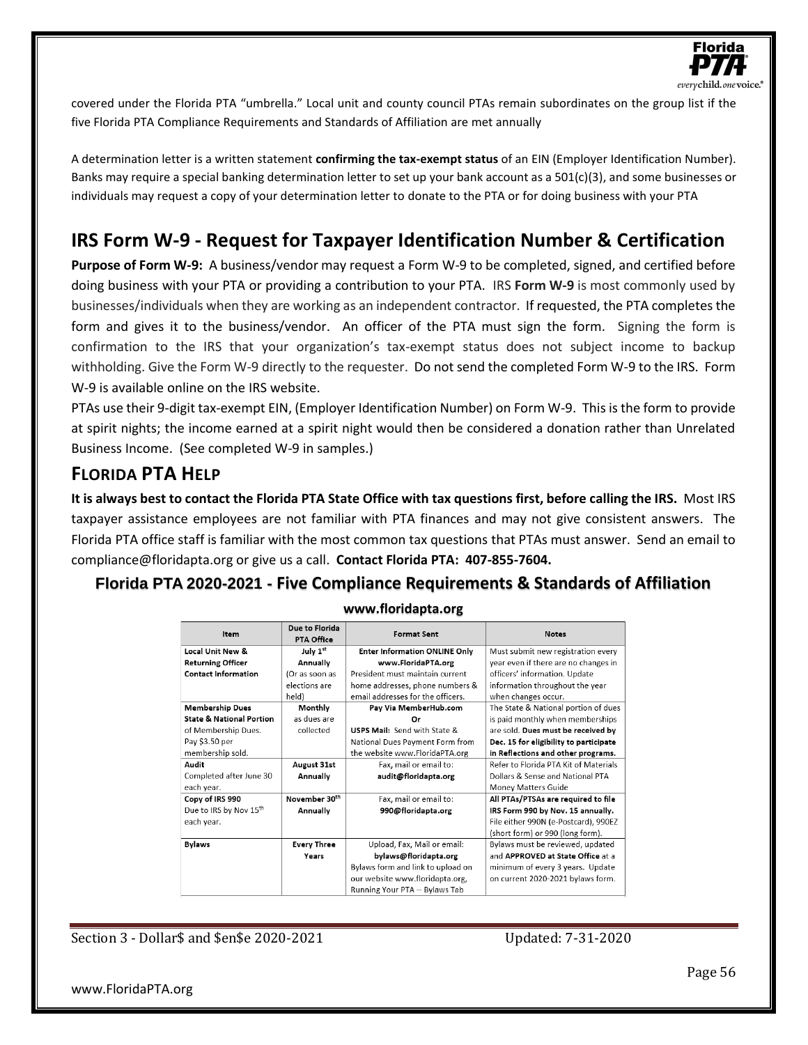covered under the Florida PTA "umbrella." Local unit and county council PTAs remain subordinates on the group list if the five Florida PTA Compliance Requirements and Standards of Affiliation are met annually

A determination letter is a written statement **confirming the tax-exempt status** of an EIN (Employer Identification Number). Banks may require a special banking determination letter to set up your bank account as a 501(c)(3), and some businesses or individuals may request a copy of your determination letter to donate to the PTA or for doing business with your PTA

## IRS Form W-9 - Request for Taxpayer Identification Number & Certification

**Purpose of Form W-9:** A business/vendor may request a Form W-9 to be completed, signed, and certified before doing business with your PTA or providing a contribution to your PTA. IRS **Form W-9** is most commonly used by businesses/individuals when they are working as an independent contractor. If requested, the PTA completes the form and gives it to the business/vendor. An officer of the PTA must sign the form. Signing the form is confirmation to the IRS that your organization's tax-exempt status does not subject income to backup withholding. Give the Form W-9 directly to the requester. Do not send the completed Form W-9 to the IRS. Form W-9 is available online on the IRS website.

PTAs use their 9-digit tax-exempt EIN, (Employer Identification Number) on Form W-9. This is the form to provide at spirit nights; the income earned at a spirit night would then be considered a donation rather than Unrelated Business Income. (See completed W-9 in samples.)

## Florida PTA Help

**It is always best to contact the Florida PTA State Office with tax questions first, before calling the IRS.** Most IRS taxpayer assistance employees are not familiar with PTA finances and may not give consistent answers. The Florida PTA office staff is familiar with the most common tax questions that PTAs must answer. Send an email to compliance@floridapta.org or give us a call. **Contact Florida PTA: 407-855-7604.**

### Florida PTA 2020-2021 - Five Compliance Requirements & Standards of Affiliation

**www.floridapta.org**

| Item | Due to Florida PTA Office | Format Sent | Notes |
|---|---|---|---|
| **Local Unit New & Returning Officer Contact Information** | **July 1st Annually** (Or as soon as elections are held) | **Enter Information ONLINE Only www.FloridaPTA.org** President must maintain current home addresses, phone numbers & email addresses for the officers. | Must submit new registration every year even if there are no changes in officers' information. Update information throughout the year when changes occur. |
| **Membership Dues State & National Portion** of Membership Dues. Pay $3.50 per membership sold. | **Monthly** as dues are collected | **Pay Via MemberHub.com Or USPS Mail:** Send with State & National Dues Payment Form from the website www.FloridaPTA.org | The State & National portion of dues is paid monthly when memberships are sold. **Dues must be received by Dec. 15 for eligibility to participate in Reflections and other programs.** |
| **Audit** Completed after June 30 each year. | **August 31st Annually** | Fax, mail or email to: **audit@floridapta.org** | Refer to Florida PTA Kit of Materials Dollars & Sense and National PTA Money Matters Guide |
| **Copy of IRS 990** Due to IRS by Nov 15th each year. | **November 30th Annually** | Fax, mail or email to: **990@floridapta.org** | **All PTAs/PTSAs are required to file IRS Form 990 by Nov. 15 annually.** File either 990N (e-Postcard), 990EZ (short form) or 990 (long form). |
| **Bylaws** | **Every Three Years** | Upload, Fax, Mail or email: **bylaws@floridapta.org** Bylaws form and link to upload on our website www.floridapta.org, Running Your PTA -- Bylaws Tab | Bylaws must be reviewed, updated and **APPROVED at State Office** at a minimum of every 3 years. Update on current 2020-2021 bylaws form. |